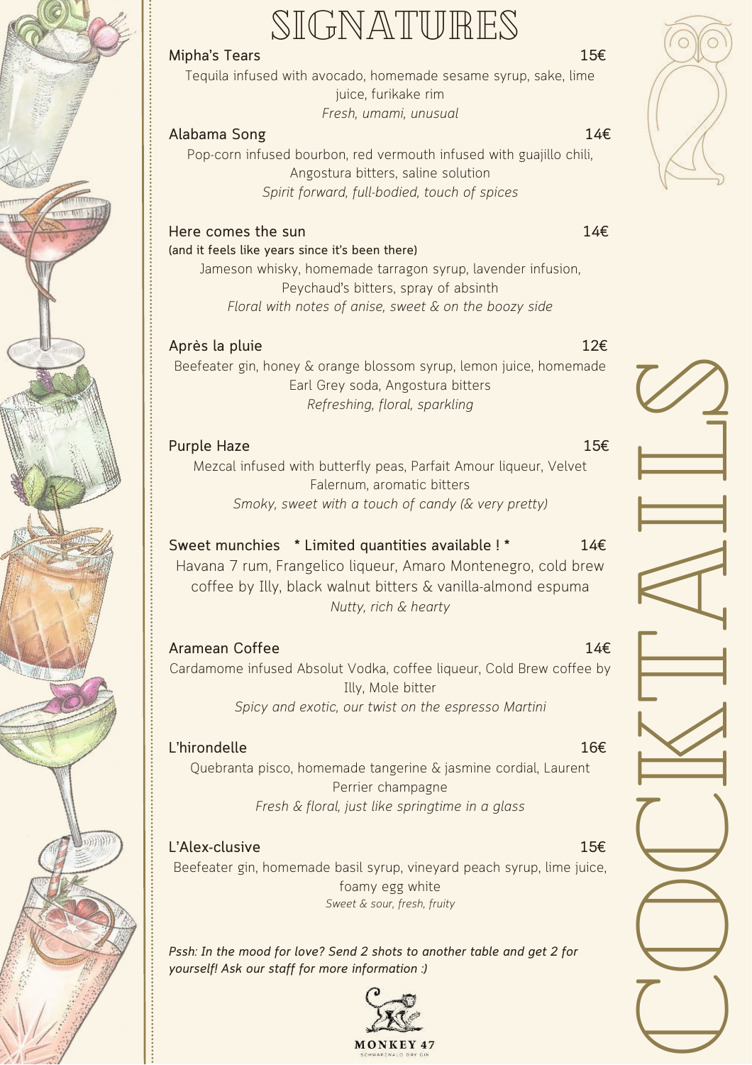# SIGNATURES

## COCKTAILS

**Mipha's Tears** 15€

Tequila infused with avocado, homemade sesame syrup, sake, lime juice, furikake rim

*Fresh, umami, unusual*

**Alabama Song** 14€

Pop-corn infused bourbon, red vermouth infused with guajillo chili, Angostura bitters, saline solution

*Spirit forward, full-bodied, touch of spices*

**Here comes the sun** 14€

(and it feels like years since it's been there)

Jameson whisky, homemade tarragon syrup, lavender infusion, Peychaud's bitters, spray of absinth

*Floral with notes of anise, sweet & on the boozy side*

**Après la pluie** 12€

Beefeater gin, honey & orange blossom syrup, lemon juice, homemade Earl Grey soda, Angostura bitters

*Refreshing, floral, sparkling*

**Purple Haze** 15€

Mezcal infused with butterfly peas, Parfait Amour liqueur, Velvet Falernum, aromatic bitters

*Smoky, sweet with a touch of candy (& very pretty)*

**Sweet munchies** * Limited quantities available ! * 14€

Havana 7 rum, Frangelico liqueur, Amaro Montenegro, cold brew coffee by Illy, black walnut bitters & vanilla-almond espuma

*Nutty, rich & hearty*

**Aramean Coffee** 14€

Cardamome infused Absolut Vodka, coffee liqueur, Cold Brew coffee by Illy, Mole bitter

*Spicy and exotic, our twist on the espresso Martini*

**L'hirondelle** 16€

Quebranta pisco, homemade tangerine & jasmine cordial, Laurent Perrier champagne

*Fresh & floral, just like springtime in a glass*

**L'Alex-clusive** 15€

Beefeater gin, homemade basil syrup, vineyard peach syrup, lime juice, foamy egg white

*Sweet & sour, fresh, fruity*

*Pssh: In the mood for love? Send 2 shots to another table and get 2 for yourself! Ask our staff for more information :)*

MONKEY 47
SCHWARZWALD DRY GIN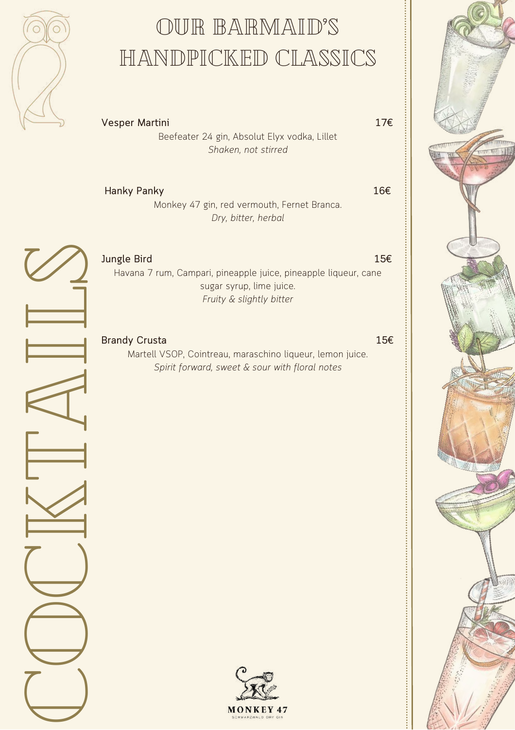# OUR BARMAID'S HANDPICKED CLASSICS

## COCKTAILS

**Vesper Martini** 17€

Beefeater 24 gin, Absolut Elyx vodka, Lillet

*Shaken, not stirred*

**Hanky Panky** 16€

Monkey 47 gin, red vermouth, Fernet Branca.

*Dry, bitter, herbal*

**Jungle Bird** 15€

Havana 7 rum, Campari, pineapple juice, pineapple liqueur, cane sugar syrup, lime juice.

*Fruity & slightly bitter*

**Brandy Crusta** 15€

Martell VSOP, Cointreau, maraschino liqueur, lemon juice.

*Spirit forward, sweet & sour with floral notes*

MONKEY 47

SCHWARZWALD DRY GIN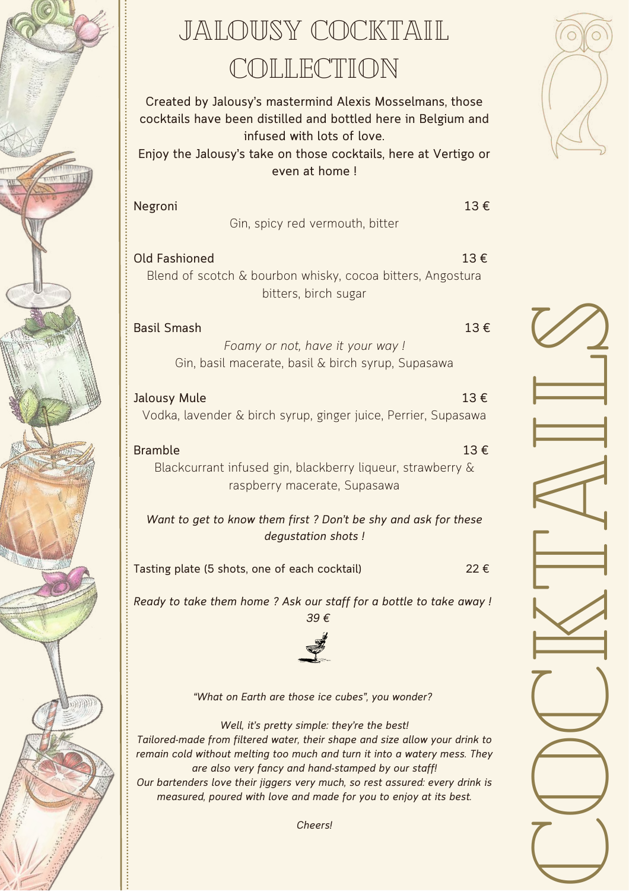# JALOUSY COCKTAIL COLLECTION

Created by Jalousy's mastermind Alexis Mosselmans, those cocktails have been distilled and bottled here in Belgium and infused with lots of love.
Enjoy the Jalousy's take on those cocktails, here at Vertigo or even at home !

**Negroni** — 13 €
Gin, spicy red vermouth, bitter

**Old Fashioned** — 13 €
Blend of scotch & bourbon whisky, cocoa bitters, Angostura bitters, birch sugar

**Basil Smash** — 13 €
*Foamy or not, have it your way !*
Gin, basil macerate, basil & birch syrup, Supasawa

**Jalousy Mule** — 13 €
Vodka, lavender & birch syrup, ginger juice, Perrier, Supasawa

**Bramble** — 13 €
Blackcurrant infused gin, blackberry liqueur, strawberry & raspberry macerate, Supasawa

*Want to get to know them first ? Don't be shy and ask for these degustation shots !*

**Tasting plate (5 shots, one of each cocktail)** — 22 €

*Ready to take them home ? Ask our staff for a bottle to take away !*
*39 €*

*"What on Earth are those ice cubes", you wonder?*

*Well, it's pretty simple: they're the best!*
*Tailored-made from filtered water, their shape and size allow your drink to remain cold without melting too much and turn it into a watery mess. They are also very fancy and hand-stamped by our staff!*
*Our bartenders love their jiggers very much, so rest assured: every drink is measured, poured with love and made for you to enjoy at its best.*

*Cheers!*

COCKTAILS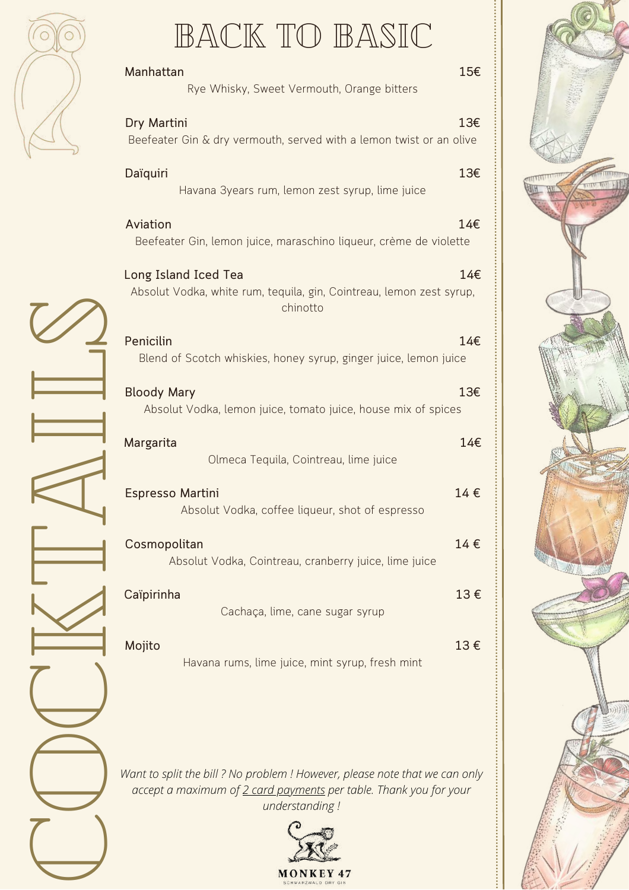# COCKTAILS

## BACK TO BASIC

**Manhattan** — 15€
Rye Whisky, Sweet Vermouth, Orange bitters

**Dry Martini** — 13€
Beefeater Gin & dry vermouth, served with a lemon twist or an olive

**Daïquiri** — 13€
Havana 3years rum, lemon zest syrup, lime juice

**Aviation** — 14€
Beefeater Gin, lemon juice, maraschino liqueur, crème de violette

**Long Island Iced Tea** — 14€
Absolut Vodka, white rum, tequila, gin, Cointreau, lemon zest syrup, chinotto

**Penicilin** — 14€
Blend of Scotch whiskies, honey syrup, ginger juice, lemon juice

**Bloody Mary** — 13€
Absolut Vodka, lemon juice, tomato juice, house mix of spices

**Margarita** — 14€
Olmeca Tequila, Cointreau, lime juice

**Espresso Martini** — 14 €
Absolut Vodka, coffee liqueur, shot of espresso

**Cosmopolitan** — 14 €
Absolut Vodka, Cointreau, cranberry juice, lime juice

**Caïpirinha** — 13 €
Cachaça, lime, cane sugar syrup

**Mojito** — 13 €
Havana rums, lime juice, mint syrup, fresh mint

*Want to split the bill ? No problem ! However, please note that we can only accept a maximum of 2 card payments per table. Thank you for your understanding !*

MONKEY 47
SCHWARZWALD DRY GIN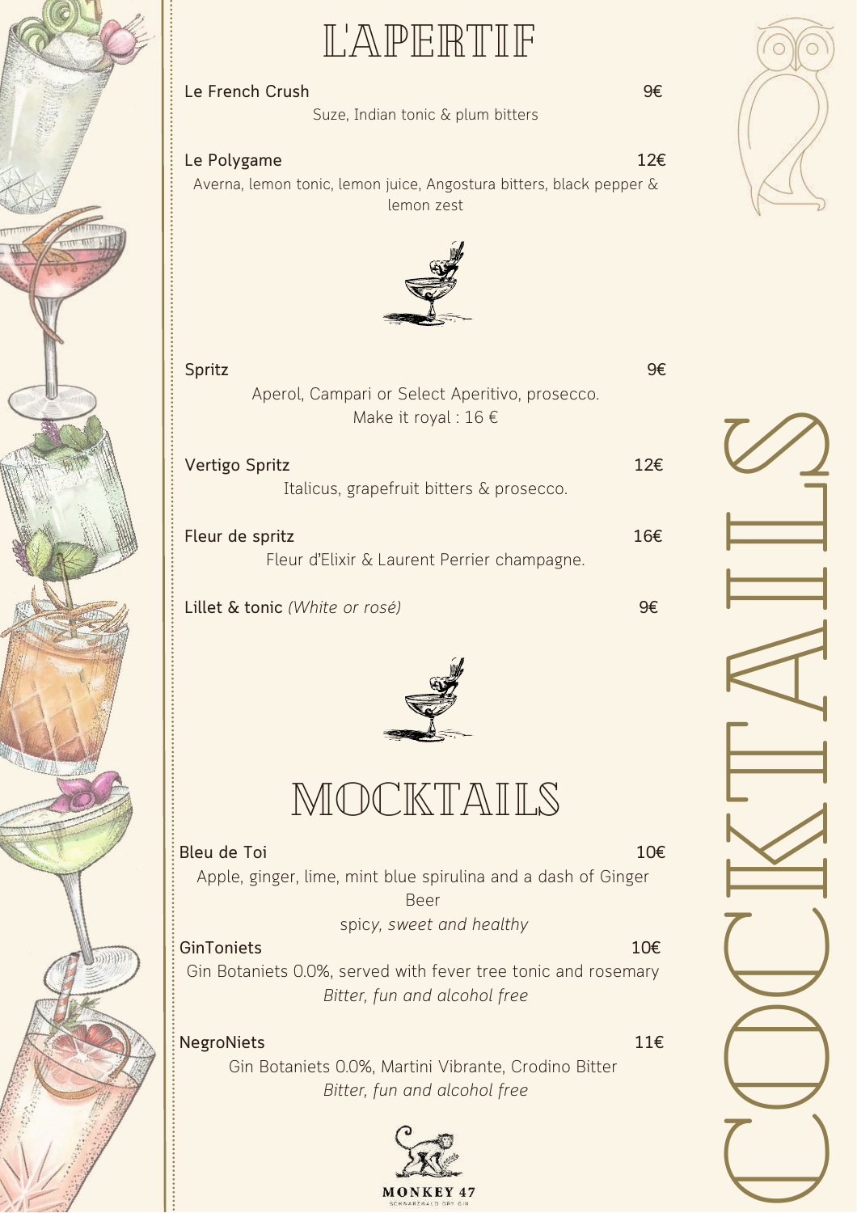# L'APERTIF

**Le French Crush** 9€

Suze, Indian tonic & plum bitters

**Le Polygame** 12€

Averna, lemon tonic, lemon juice, Angostura bitters, black pepper & lemon zest

**Spritz** 9€

Aperol, Campari or Select Aperitivo, prosecco.
Make it royal : 16 €

**Vertigo Spritz** 12€

Italicus, grapefruit bitters & prosecco.

**Fleur de spritz** 16€

Fleur d'Elixir & Laurent Perrier champagne.

**Lillet & tonic** *(White or rosé)* 9€

# MOCKTAILS

**Bleu de Toi** 10€

Apple, ginger, lime, mint blue spirulina and a dash of Ginger Beer

spicy, *sweet and healthy*

**GinToniets** 10€

Gin Botaniets 0.0%, served with fever tree tonic and rosemary

*Bitter, fun and alcohol free*

**NegroNiets** 11€

Gin Botaniets 0.0%, Martini Vibrante, Crodino Bitter

*Bitter, fun and alcohol free*

MONKEY 47
SCHWARZWALD DRY GIN

COCKTAILS